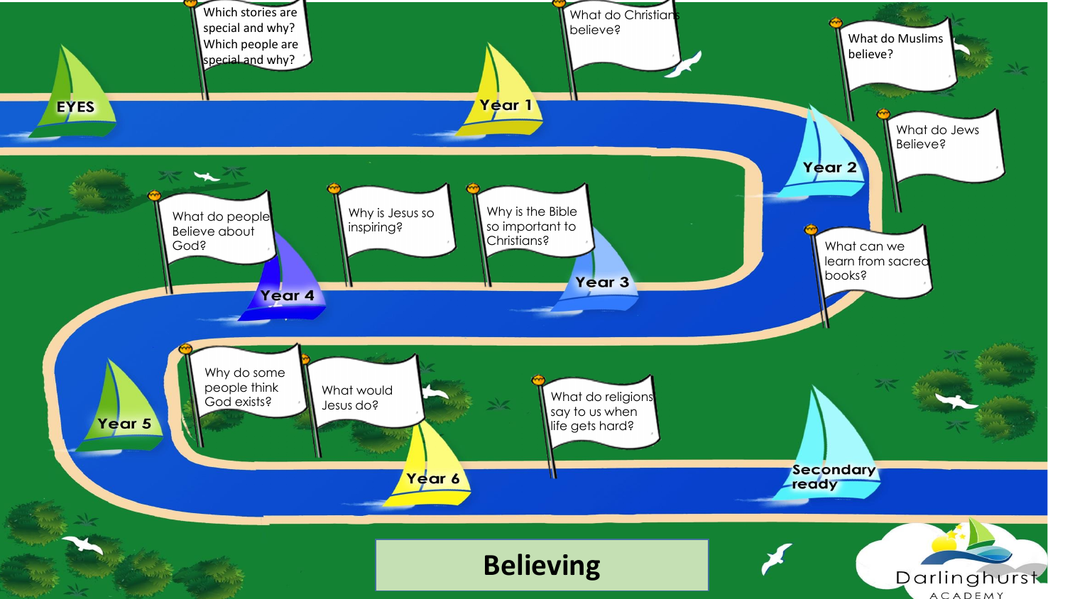# Believing

**EYES**

- Which stories are special and why? Which people are special and why?

**Year 1**

- What do Christians believe?

**Year 2**

- What do Muslims believe?
- What do Jews Believe?
- What can we learn from sacred books?

**Year 3**

- Why is the Bible so important to Christians?
- Why is Jesus so inspiring?

**Year 4**

- What do people Believe about God?

**Year 5**

- Why do some people think God exists?

**Year 6**

- What would Jesus do?
- What do religions say to us when life gets hard?

**Secondary ready**

Darlinghurst Academy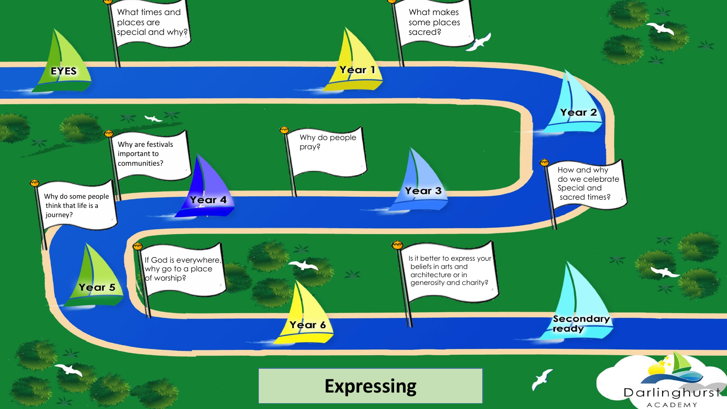# Expressing

- **EYES**: What times and places are special and why?
- **Year 1**: What makes some places sacred?
- **Year 2**: How and why do we celebrate Special and sacred times?
- **Year 3**: Why do people pray?
- **Year 4**: Why are festivals important to communities?
- **Year 5**: Why do some people think that life is a journey?
- **Year 5**: If God is everywhere, why go to a place of worship?
- **Year 6**: Is it better to express your beliefs in arts and architecture or in generosity and charity?
- **Secondary ready**

Darlinghurst Academy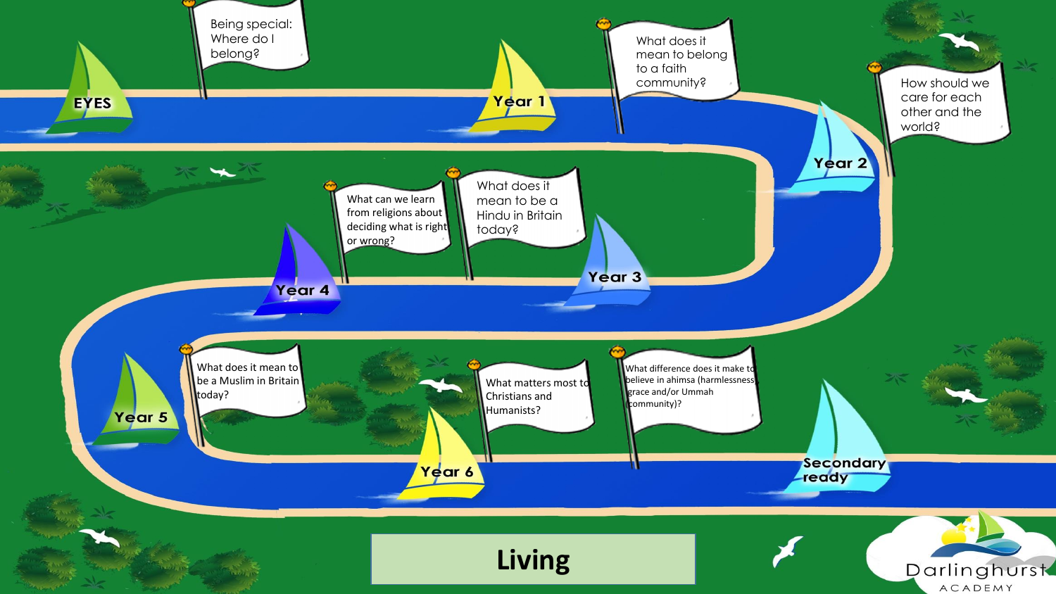EYES

Being special: Where do I belong?

Year 1

What does it mean to belong to a faith community?

Year 2

How should we care for each other and the world?

Year 3

What does it mean to be a Hindu in Britain today?

Year 4

What can we learn from religions about deciding what is right or wrong?

Year 5

What does it mean to be a Muslim in Britain today?

Year 6

What matters most to Christians and Humanists?

What difference does it make to believe in ahimsa (harmlessness), grace and/or Ummah (community)?

Secondary ready

# Living

Darlinghurst ACADEMY